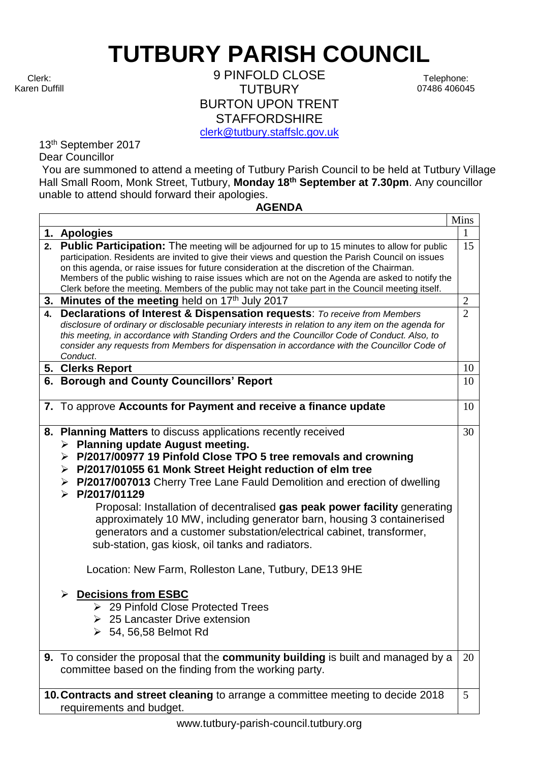# TUTBURY PARISH COUNCIL

Clerk: Karen Duffill

9 PINFOLD CLOSE
TUTBURY
BURTON UPON TRENT
STAFFORDSHIRE
clerk@tutbury.staffslc.gov.uk

Telephone: 07486 406045

13th September 2017

Dear Councillor

You are summoned to attend a meeting of Tutbury Parish Council to be held at Tutbury Village Hall Small Room, Monk Street, Tutbury, **Monday 18th September at 7.30pm**. Any councillor unable to attend should forward their apologies.

**AGENDA**

| | Mins |
|---|---|
| **1. Apologies** | 1 |
| **2. Public Participation:** The meeting will be adjourned for up to 15 minutes to allow for public participation. Residents are invited to give their views and question the Parish Council on issues on this agenda, or raise issues for future consideration at the discretion of the Chairman. Members of the public wishing to raise issues which are not on the Agenda are asked to notify the Clerk before the meeting. Members of the public may not take part in the Council meeting itself. | 15 |
| **3. Minutes of the meeting** held on 17th July 2017 | 2 |
| **4. Declarations of Interest & Dispensation requests**: *To receive from Members disclosure of ordinary or disclosable pecuniary interests in relation to any item on the agenda for this meeting, in accordance with Standing Orders and the Councillor Code of Conduct. Also, to consider any requests from Members for dispensation in accordance with the Councillor Code of Conduct.* | 2 |
| **5. Clerks Report** | 10 |
| **6. Borough and County Councillors' Report** | 10 |
| **7.** To approve **Accounts for Payment and receive a finance update** | 10 |
| **8. Planning Matters** to discuss applications recently received<br>➢ **Planning update August meeting.**<br>➢ **P/2017/00977 19 Pinfold Close TPO 5 tree removals and crowning**<br>➢ **P/2017/01055 61 Monk Street Height reduction of elm tree**<br>➢ **P/2017/007013** Cherry Tree Lane Fauld Demolition and erection of dwelling<br>➢ **P/2017/01129**<br>Proposal: Installation of decentralised **gas peak power facility** generating approximately 10 MW, including generator barn, housing 3 containerised generators and a customer substation/electrical cabinet, transformer, sub-station, gas kiosk, oil tanks and radiators.<br><br>Location: New Farm, Rolleston Lane, Tutbury, DE13 9HE<br><br>➢ **Decisions from ESBC**<br>➢ 29 Pinfold Close Protected Trees<br>➢ 25 Lancaster Drive extension<br>➢ 54, 56,58 Belmot Rd | 30 |
| **9.** To consider the proposal that the **community building** is built and managed by a committee based on the finding from the working party. | 20 |
| **10. Contracts and street cleaning** to arrange a committee meeting to decide 2018 requirements and budget. | 5 |

www.tutbury-parish-council.tutbury.org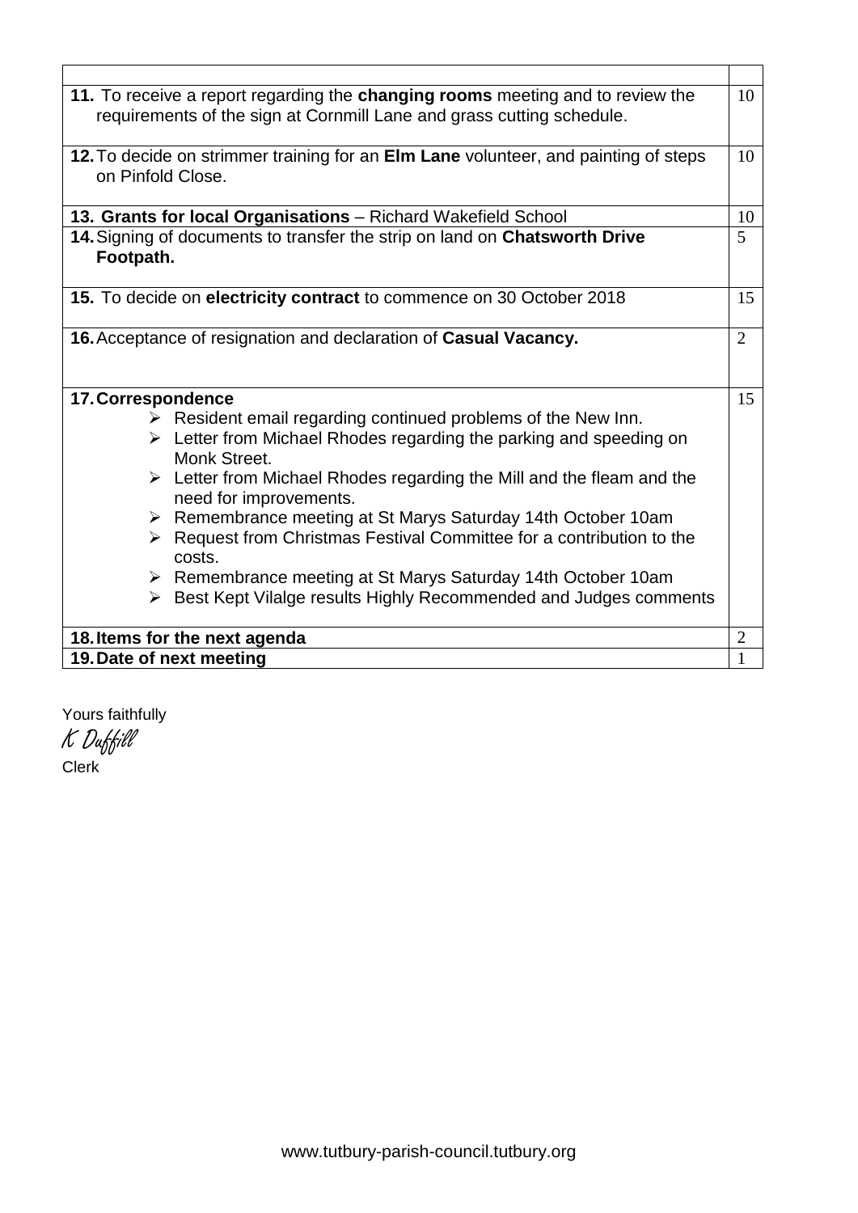| | |
|---|---|
| | |
| **11.** To receive a report regarding the **changing rooms** meeting and to review the requirements of the sign at Cornmill Lane and grass cutting schedule. | 10 |
| **12.** To decide on strimmer training for an **Elm Lane** volunteer, and painting of steps on Pinfold Close. | 10 |
| **13. Grants for local Organisations** – Richard Wakefield School | 10 |
| **14.** Signing of documents to transfer the strip on land on **Chatsworth Drive Footpath.** | 5 |
| **15.** To decide on **electricity contract** to commence on 30 October 2018 | 15 |
| **16.** Acceptance of resignation and declaration of **Casual Vacancy.** | 2 |
| **17. Correspondence**<br>➢ Resident email regarding continued problems of the New Inn.<br>➢ Letter from Michael Rhodes regarding the parking and speeding on Monk Street.<br>➢ Letter from Michael Rhodes regarding the Mill and the fleam and the need for improvements.<br>➢ Remembrance meeting at St Marys Saturday 14th October 10am<br>➢ Request from Christmas Festival Committee for a contribution to the costs.<br>➢ Remembrance meeting at St Marys Saturday 14th October 10am<br>➢ Best Kept Vilalge results Highly Recommended and Judges comments | 15 |
| **18. Items for the next agenda** | 2 |
| **19. Date of next meeting** | 1 |

Yours faithfully

K Duffill

Clerk

www.tutbury-parish-council.tutbury.org